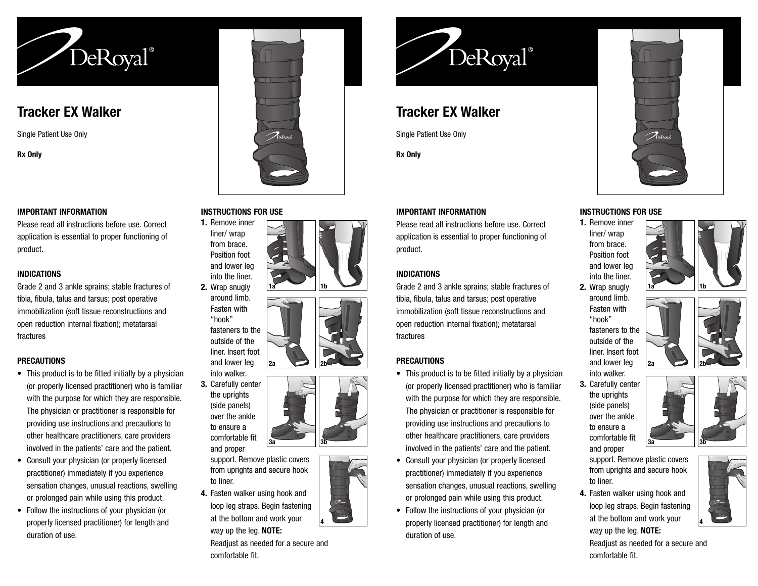DeRoyal®

# Tracker EX Walker

Single Patient Use Only

**Rx Only**

## IMPORTANT INFORMATION

Please read all instructions before use. Correct application is essential to proper functioning of product.

## INDICATIONS

Grade 2 and 3 ankle sprains; stable fractures of tibia, fibula, talus and tarsus; post operative immobilization (soft tissue reconstructions and open reduction internal fixation); metatarsal fractures

## PRECAUTIONS

- This product is to be fitted initially by a physician (or properly licensed practitioner) who is familiar with the purpose for which they are responsible. The physician or practitioner is responsible for providing use instructions and precautions to other healthcare practitioners, care providers involved in the patients' care and the patient.
- Consult your physician (or properly licensed practitioner) immediately if you experience sensation changes, unusual reactions, swelling or prolonged pain while using this product.
- Follow the instructions of your physician (or properly licensed practitioner) for length and duration of use.

## INSTRUCTIONS FOR USE

1. Remove inner liner/ wrap from brace. Position foot and lower leg into the liner.
2. Wrap snugly around limb. Fasten with "hook" fasteners to the outside of the liner. Insert foot and lower leg into walker.
3. Carefully center the uprights (side panels) over the ankle to ensure a comfortable fit and proper support. Remove plastic covers from uprights and secure hook to liner.
4. Fasten walker using hook and loop leg straps. Begin fastening at the bottom and work your way up the leg. **NOTE:** Readjust as needed for a secure and comfortable fit.

DeRoyal®

# Tracker EX Walker

Single Patient Use Only

**Rx Only**

## IMPORTANT INFORMATION

Please read all instructions before use. Correct application is essential to proper functioning of product.

## INDICATIONS

Grade 2 and 3 ankle sprains; stable fractures of tibia, fibula, talus and tarsus; post operative immobilization (soft tissue reconstructions and open reduction internal fixation); metatarsal fractures

## PRECAUTIONS

- This product is to be fitted initially by a physician (or properly licensed practitioner) who is familiar with the purpose for which they are responsible. The physician or practitioner is responsible for providing use instructions and precautions to other healthcare practitioners, care providers involved in the patients' care and the patient.
- Consult your physician (or properly licensed practitioner) immediately if you experience sensation changes, unusual reactions, swelling or prolonged pain while using this product.
- Follow the instructions of your physician (or properly licensed practitioner) for length and duration of use.

## INSTRUCTIONS FOR USE

1. Remove inner liner/ wrap from brace. Position foot and lower leg into the liner.
2. Wrap snugly around limb. Fasten with "hook" fasteners to the outside of the liner. Insert foot and lower leg into walker.
3. Carefully center the uprights (side panels) over the ankle to ensure a comfortable fit and proper support. Remove plastic covers from uprights and secure hook to liner.
4. Fasten walker using hook and loop leg straps. Begin fastening at the bottom and work your way up the leg. **NOTE:** Readjust as needed for a secure and comfortable fit.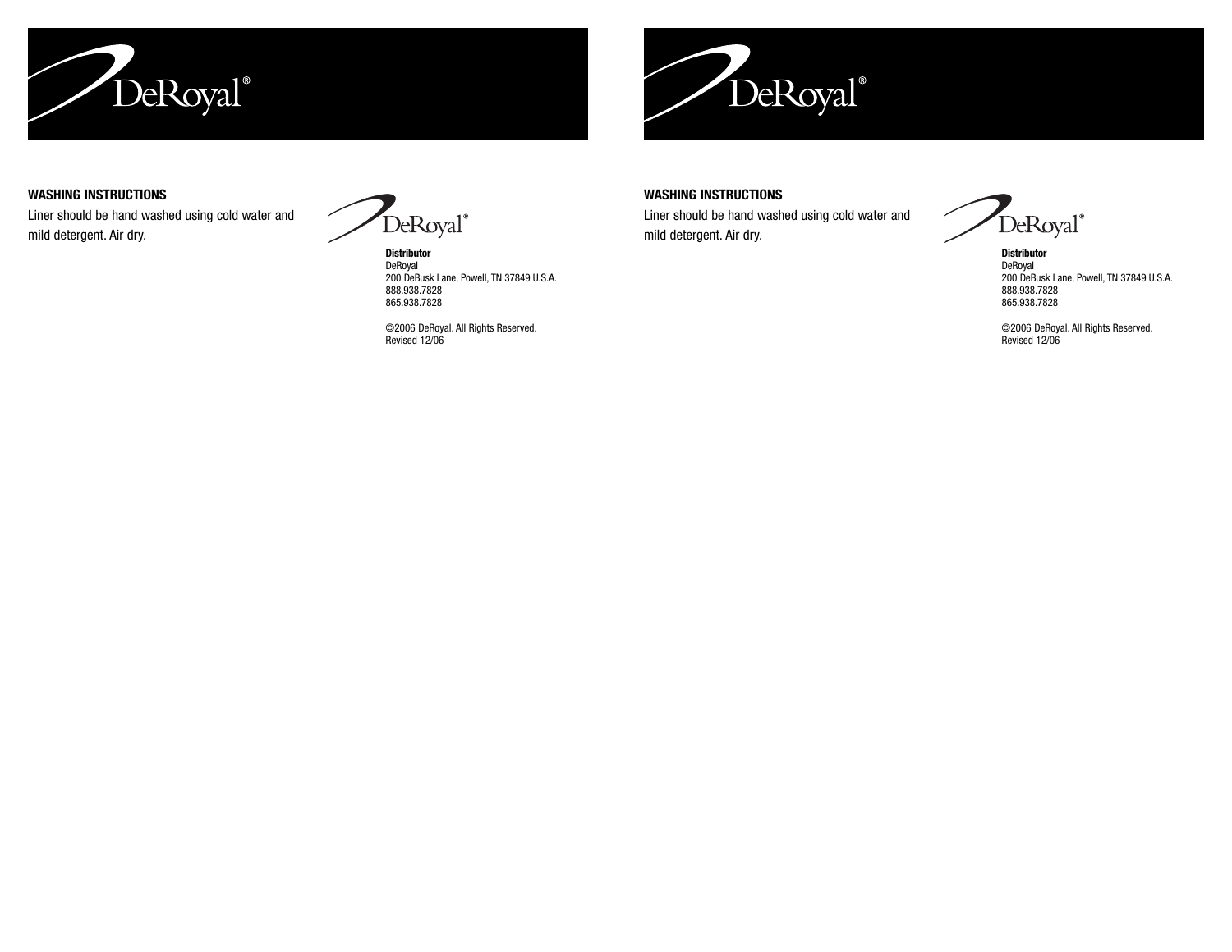DeRoyal®

## WASHING INSTRUCTIONS

Liner should be hand washed using cold water and mild detergent. Air dry.

DeRoyal®

**Distributor**
DeRoyal
200 DeBusk Lane, Powell, TN 37849 U.S.A.
888.938.7828
865.938.7828

©2006 DeRoyal. All Rights Reserved.
Revised 12/06

DeRoyal®

## WASHING INSTRUCTIONS

Liner should be hand washed using cold water and mild detergent. Air dry.

DeRoyal®

**Distributor**
DeRoyal
200 DeBusk Lane, Powell, TN 37849 U.S.A.
888.938.7828
865.938.7828

©2006 DeRoyal. All Rights Reserved.
Revised 12/06